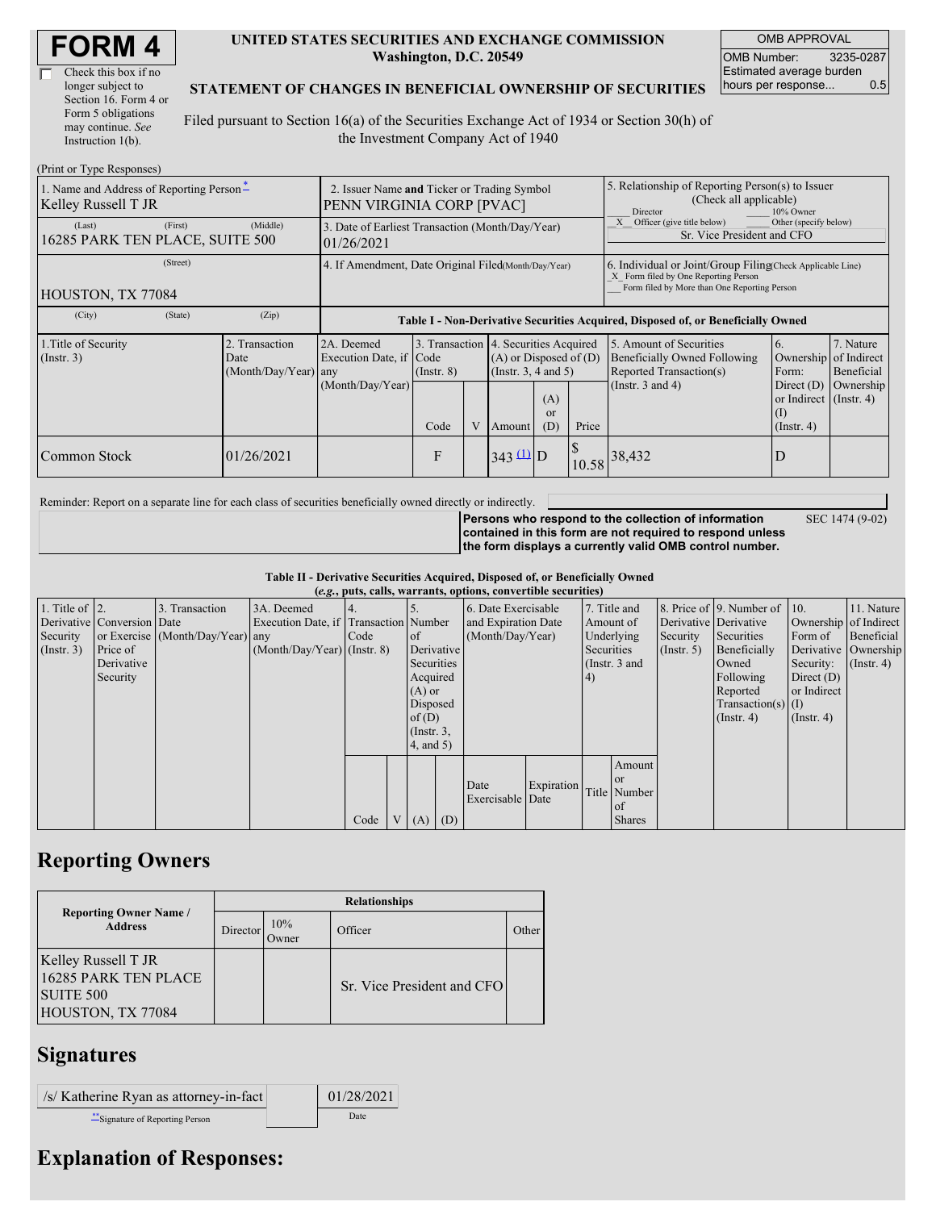# FORM 4

☐ Check this box if no longer subject to Section 16. Form 4 or Form 5 obligations may continue. *See* Instruction 1(b).

**UNITED STATES SECURITIES AND EXCHANGE COMMISSION**
**Washington, D.C. 20549**

**STATEMENT OF CHANGES IN BENEFICIAL OWNERSHIP OF SECURITIES**

Filed pursuant to Section 16(a) of the Securities Exchange Act of 1934 or Section 30(h) of the Investment Company Act of 1940

| OMB APPROVAL | |
|---|---|
| OMB Number: | 3235-0287 |
| Estimated average burden hours per response... | 0.5 |

(Print or Type Responses)

| 1. Name and Address of Reporting Person * | 2. Issuer Name **and** Ticker or Trading Symbol | 5. Relationship of Reporting Person(s) to Issuer (Check all applicable) |
|---|---|---|
| Kelley Russell T JR | PENN VIRGINIA CORP [PVAC] | ___ Director ___ 10% Owner<br>_X_ Officer (give title below) ___ Other (specify below)<br>Sr. Vice President and CFO |
| (Last) (First) (Middle)<br>16285 PARK TEN PLACE, SUITE 500 | 3. Date of Earliest Transaction (Month/Day/Year)<br>01/26/2021 | |
| (Street)<br>HOUSTON, TX 77084 | 4. If Amendment, Date Original Filed (Month/Day/Year) | 6. Individual or Joint/Group Filing (Check Applicable Line)<br>_X_ Form filed by One Reporting Person<br>___ Form filed by More than One Reporting Person |
| (City) (State) (Zip) | | |

**Table I - Non-Derivative Securities Acquired, Disposed of, or Beneficially Owned**

| 1.Title of Security (Instr. 3) | 2. Transaction Date (Month/Day/Year) | 2A. Deemed Execution Date, if any (Month/Day/Year) | 3. Transaction Code (Instr. 8) | | 4. Securities Acquired (A) or Disposed of (D) (Instr. 3, 4 and 5) | | | 5. Amount of Securities Beneficially Owned Following Reported Transaction(s) (Instr. 3 and 4) | 6. Ownership Form: Direct (D) or Indirect (I) (Instr. 4) | 7. Nature of Indirect Beneficial Ownership (Instr. 4) |
|---|---|---|---|---|---|---|---|---|---|---|
| | | | Code | V | Amount | (A) or (D) | Price | | | |
| Common Stock | 01/26/2021 | | F | | 343 (1) | D | $ 10.58 | 38,432 | D | |

Reminder: Report on a separate line for each class of securities beneficially owned directly or indirectly.

**Persons who respond to the collection of information contained in this form are not required to respond unless the form displays a currently valid OMB control number.** SEC 1474 (9-02)

**Table II - Derivative Securities Acquired, Disposed of, or Beneficially Owned**
***(e.g., puts, calls, warrants, options, convertible securities)***

| 1. Title of Derivative Security (Instr. 3) | 2. Conversion or Exercise Price of Derivative Security | 3. Transaction Date (Month/Day/Year) | 3A. Deemed Execution Date, if any (Month/Day/Year) | 4. Transaction Code (Instr. 8) | | 5. Number of Derivative Securities Acquired (A) or Disposed of (D) (Instr. 3, 4, and 5) | | 6. Date Exercisable and Expiration Date (Month/Day/Year) | | 7. Title and Amount of Underlying Securities (Instr. 3 and 4) | | 8. Price of Derivative Security (Instr. 5) | 9. Number of Derivative Securities Beneficially Owned Following Reported Transaction(s) (Instr. 4) | 10. Ownership Form of Derivative Security: Direct (D) or Indirect (I) (Instr. 4) | 11. Nature of Indirect Beneficial Ownership (Instr. 4) |
|---|---|---|---|---|---|---|---|---|---|---|---|---|---|---|---|
| | | | | Code | V | (A) | (D) | Date Exercisable | Expiration Date | Title | Amount or Number of Shares | | | | |

## Reporting Owners

| Reporting Owner Name / Address | Relationships | | | |
|---|---|---|---|---|
| | Director | 10% Owner | Officer | Other |
| Kelley Russell T JR<br>16285 PARK TEN PLACE<br>SUITE 500<br>HOUSTON, TX 77084 | | | Sr. Vice President and CFO | |

## Signatures

| /s/ Katherine Ryan as attorney-in-fact | | 01/28/2021 |
|---|---|---|
| **Signature of Reporting Person | | Date |

## Explanation of Responses: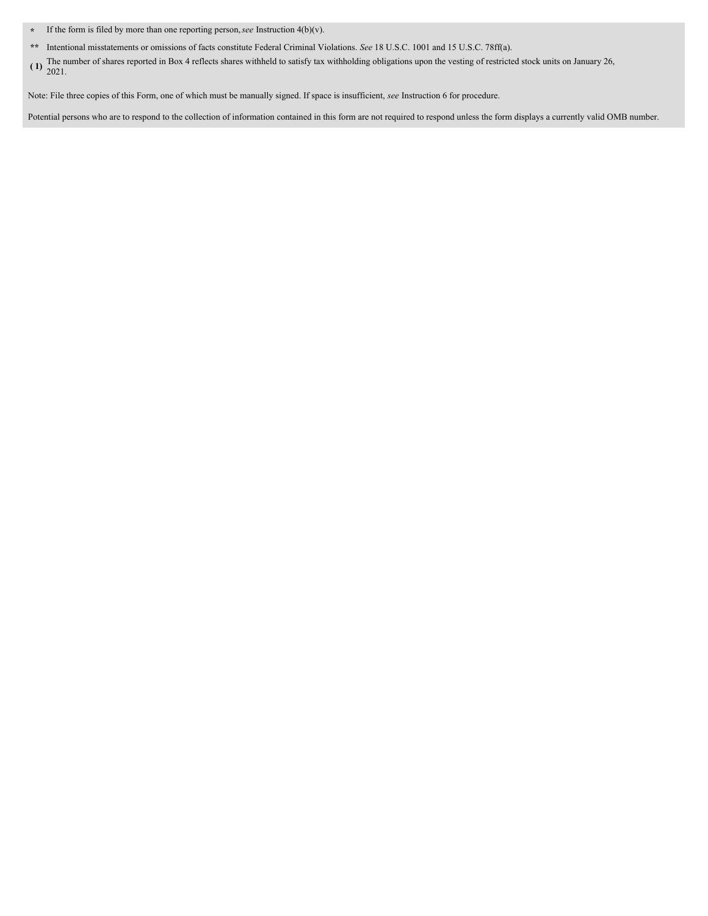- \* If the form is filed by more than one reporting person, *see* Instruction 4(b)(v).
- \*\* Intentional misstatements or omissions of facts constitute Federal Criminal Violations. *See* 18 U.S.C. 1001 and 15 U.S.C. 78ff(a).
- (1) The number of shares reported in Box 4 reflects shares withheld to satisfy tax withholding obligations upon the vesting of restricted stock units on January 26, 2021.

Note: File three copies of this Form, one of which must be manually signed. If space is insufficient, *see* Instruction 6 for procedure.

Potential persons who are to respond to the collection of information contained in this form are not required to respond unless the form displays a currently valid OMB number.